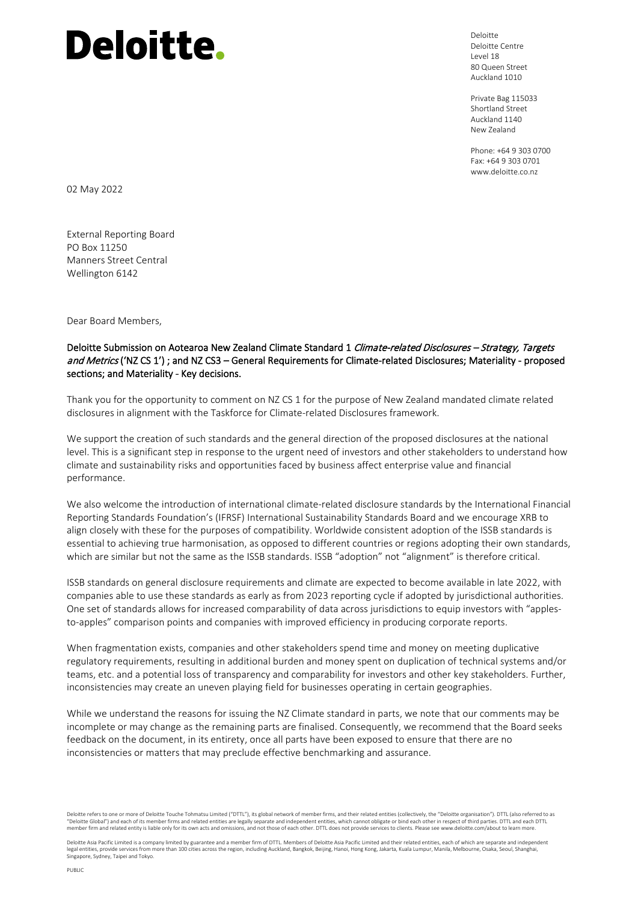# Deloitte.

Deloitte
Deloitte Centre
Level 18
80 Queen Street
Auckland 1010

Private Bag 115033
Shortland Street
Auckland 1140
New Zealand

Phone: +64 9 303 0700
Fax: +64 9 303 0701
www.deloitte.co.nz

02 May 2022

External Reporting Board
PO Box 11250
Manners Street Central
Wellington 6142

Dear Board Members,

**Deloitte Submission on Aotearoa New Zealand Climate Standard 1 *Climate-related Disclosures – Strategy, Targets and Metrics* ('NZ CS 1') ; and NZ CS3 – General Requirements for Climate-related Disclosures; Materiality - proposed sections; and Materiality - Key decisions.**

Thank you for the opportunity to comment on NZ CS 1 for the purpose of New Zealand mandated climate related disclosures in alignment with the Taskforce for Climate-related Disclosures framework.

We support the creation of such standards and the general direction of the proposed disclosures at the national level. This is a significant step in response to the urgent need of investors and other stakeholders to understand how climate and sustainability risks and opportunities faced by business affect enterprise value and financial performance.

We also welcome the introduction of international climate-related disclosure standards by the International Financial Reporting Standards Foundation's (IFRSF) International Sustainability Standards Board and we encourage XRB to align closely with these for the purposes of compatibility. Worldwide consistent adoption of the ISSB standards is essential to achieving true harmonisation, as opposed to different countries or regions adopting their own standards, which are similar but not the same as the ISSB standards. ISSB "adoption" not "alignment" is therefore critical.

ISSB standards on general disclosure requirements and climate are expected to become available in late 2022, with companies able to use these standards as early as from 2023 reporting cycle if adopted by jurisdictional authorities. One set of standards allows for increased comparability of data across jurisdictions to equip investors with "apples-to-apples" comparison points and companies with improved efficiency in producing corporate reports.

When fragmentation exists, companies and other stakeholders spend time and money on meeting duplicative regulatory requirements, resulting in additional burden and money spent on duplication of technical systems and/or teams, etc. and a potential loss of transparency and comparability for investors and other key stakeholders. Further, inconsistencies may create an uneven playing field for businesses operating in certain geographies.

While we understand the reasons for issuing the NZ Climate standard in parts, we note that our comments may be incomplete or may change as the remaining parts are finalised. Consequently, we recommend that the Board seeks feedback on the document, in its entirety, once all parts have been exposed to ensure that there are no inconsistencies or matters that may preclude effective benchmarking and assurance.

Deloitte refers to one or more of Deloitte Touche Tohmatsu Limited ("DTTL"), its global network of member firms, and their related entities (collectively, the "Deloitte organisation"). DTTL (also referred to as "Deloitte Global") and each of its member firms and related entities are legally separate and independent entities, which cannot obligate or bind each other in respect of third parties. DTTL and each DTTL member firm and related entity is liable only for its own acts and omissions, and not those of each other. DTTL does not provide services to clients. Please see www.deloitte.com/about to learn more.

Deloitte Asia Pacific Limited is a company limited by guarantee and a member firm of DTTL. Members of Deloitte Asia Pacific Limited and their related entities, each of which are separate and independent legal entities, provide services from more than 100 cities across the region, including Auckland, Bangkok, Beijing, Hanoi, Hong Kong, Jakarta, Kuala Lumpur, Manila, Melbourne, Osaka, Seoul, Shanghai, Singapore, Sydney, Taipei and Tokyo.

PUBLIC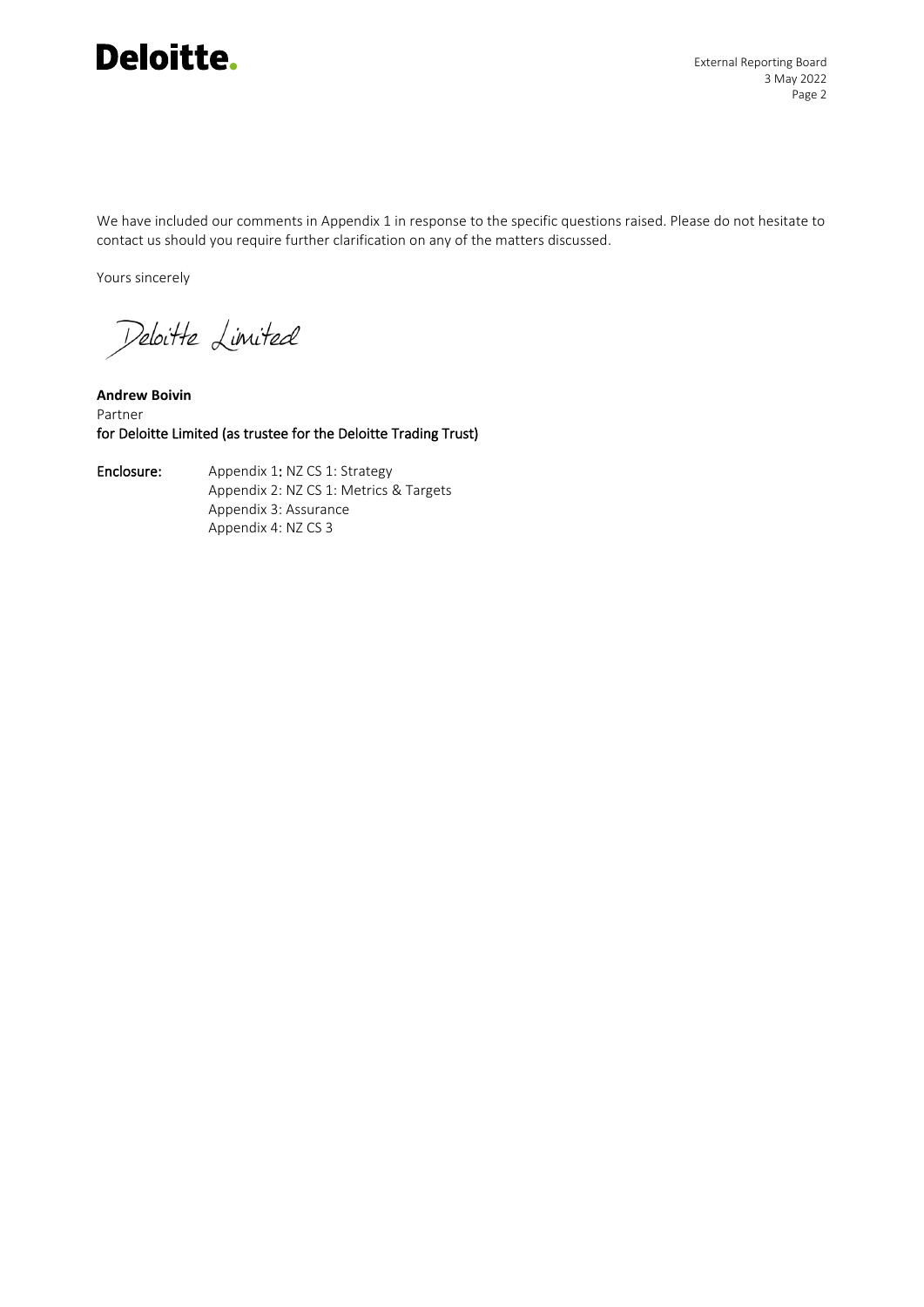We have included our comments in Appendix 1 in response to the specific questions raised. Please do not hesitate to contact us should you require further clarification on any of the matters discussed.

Yours sincerely

Deloitte Limited

**Andrew Boivin**
Partner
for Deloitte Limited (as trustee for the Deloitte Trading Trust)

**Enclosure:** Appendix 1: NZ CS 1: Strategy
Appendix 2: NZ CS 1: Metrics & Targets
Appendix 3: Assurance
Appendix 4: NZ CS 3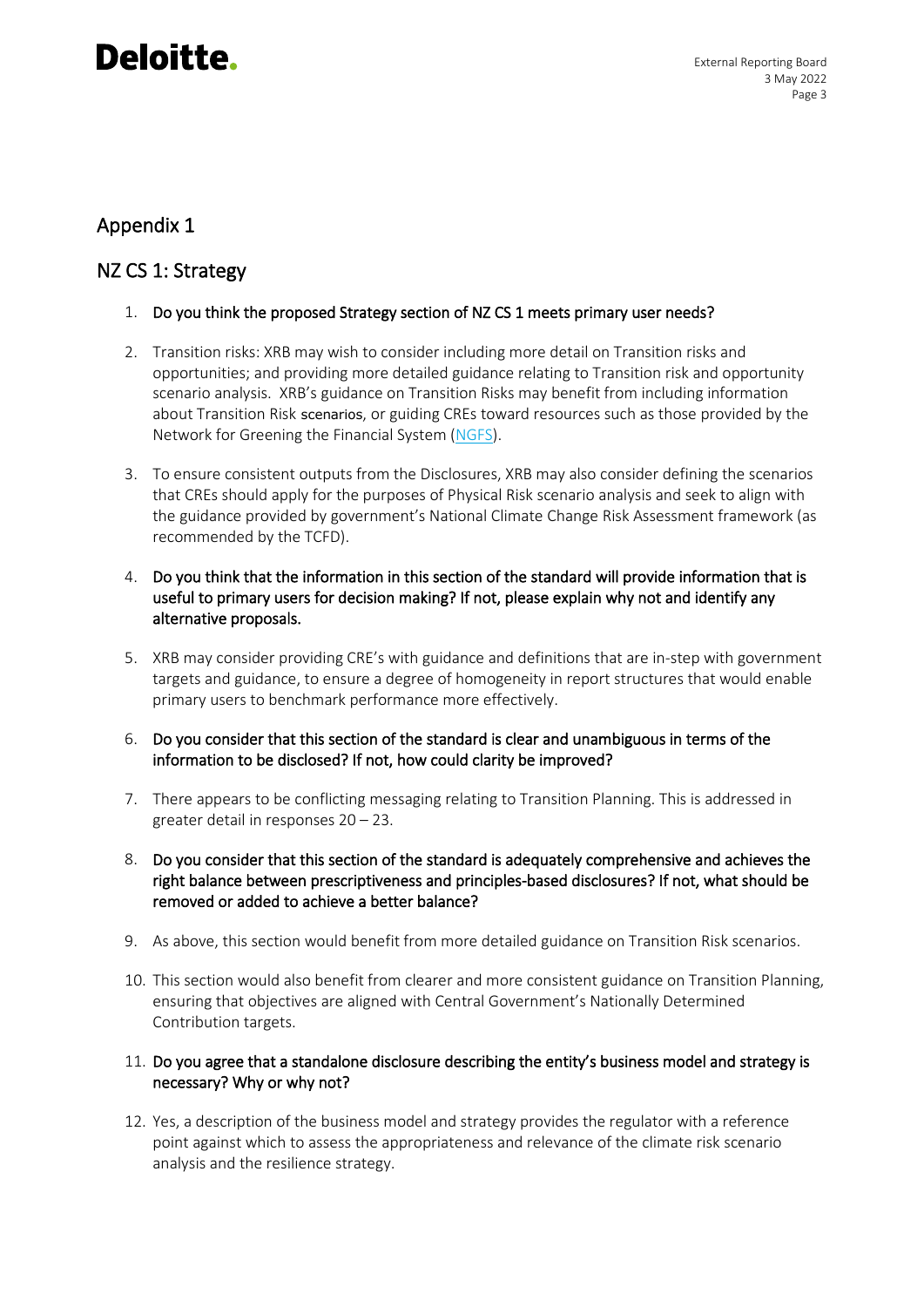## Appendix 1

## NZ CS 1: Strategy

1. **Do you think the proposed Strategy section of NZ CS 1 meets primary user needs?**

2. Transition risks: XRB may wish to consider including more detail on Transition risks and opportunities; and providing more detailed guidance relating to Transition risk and opportunity scenario analysis. XRB's guidance on Transition Risks may benefit from including information about Transition Risk scenarios, or guiding CREs toward resources such as those provided by the Network for Greening the Financial System (NGFS).

3. To ensure consistent outputs from the Disclosures, XRB may also consider defining the scenarios that CREs should apply for the purposes of Physical Risk scenario analysis and seek to align with the guidance provided by government's National Climate Change Risk Assessment framework (as recommended by the TCFD).

4. **Do you think that the information in this section of the standard will provide information that is useful to primary users for decision making? If not, please explain why not and identify any alternative proposals.**

5. XRB may consider providing CRE's with guidance and definitions that are in-step with government targets and guidance, to ensure a degree of homogeneity in report structures that would enable primary users to benchmark performance more effectively.

6. **Do you consider that this section of the standard is clear and unambiguous in terms of the information to be disclosed? If not, how could clarity be improved?**

7. There appears to be conflicting messaging relating to Transition Planning. This is addressed in greater detail in responses 20 – 23.

8. **Do you consider that this section of the standard is adequately comprehensive and achieves the right balance between prescriptiveness and principles-based disclosures? If not, what should be removed or added to achieve a better balance?**

9. As above, this section would benefit from more detailed guidance on Transition Risk scenarios.

10. This section would also benefit from clearer and more consistent guidance on Transition Planning, ensuring that objectives are aligned with Central Government's Nationally Determined Contribution targets.

11. **Do you agree that a standalone disclosure describing the entity's business model and strategy is necessary? Why or why not?**

12. Yes, a description of the business model and strategy provides the regulator with a reference point against which to assess the appropriateness and relevance of the climate risk scenario analysis and the resilience strategy.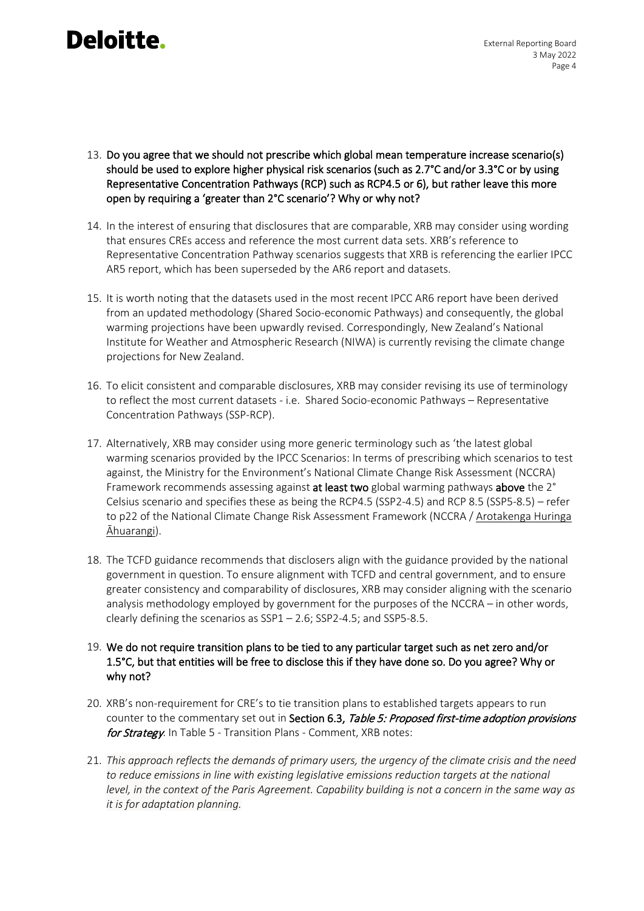13. **Do you agree that we should not prescribe which global mean temperature increase scenario(s) should be used to explore higher physical risk scenarios (such as 2.7°C and/or 3.3°C or by using Representative Concentration Pathways (RCP) such as RCP4.5 or 6), but rather leave this more open by requiring a 'greater than 2°C scenario'? Why or why not?**

14. In the interest of ensuring that disclosures that are comparable, XRB may consider using wording that ensures CREs access and reference the most current data sets. XRB's reference to Representative Concentration Pathway scenarios suggests that XRB is referencing the earlier IPCC AR5 report, which has been superseded by the AR6 report and datasets.

15. It is worth noting that the datasets used in the most recent IPCC AR6 report have been derived from an updated methodology (Shared Socio-economic Pathways) and consequently, the global warming projections have been upwardly revised. Correspondingly, New Zealand's National Institute for Weather and Atmospheric Research (NIWA) is currently revising the climate change projections for New Zealand.

16. To elicit consistent and comparable disclosures, XRB may consider revising its use of terminology to reflect the most current datasets - i.e. Shared Socio-economic Pathways – Representative Concentration Pathways (SSP-RCP).

17. Alternatively, XRB may consider using more generic terminology such as 'the latest global warming scenarios provided by the IPCC Scenarios: In terms of prescribing which scenarios to test against, the Ministry for the Environment's National Climate Change Risk Assessment (NCCRA) Framework recommends assessing against **at least two** global warming pathways **above** the 2° Celsius scenario and specifies these as being the RCP4.5 (SSP2-4.5) and RCP 8.5 (SSP5-8.5) – refer to p22 of the National Climate Change Risk Assessment Framework (NCCRA / Arotakenga Huringa Āhuarangi).

18. The TCFD guidance recommends that disclosers align with the guidance provided by the national government in question. To ensure alignment with TCFD and central government, and to ensure greater consistency and comparability of disclosures, XRB may consider aligning with the scenario analysis methodology employed by government for the purposes of the NCCRA – in other words, clearly defining the scenarios as SSP1 – 2.6; SSP2-4.5; and SSP5-8.5.

19. **We do not require transition plans to be tied to any particular target such as net zero and/or 1.5°C, but that entities will be free to disclose this if they have done so. Do you agree? Why or why not?**

20. XRB's non-requirement for CRE's to tie transition plans to established targets appears to run counter to the commentary set out in **Section 6.3**, ***Table 5: Proposed first-time adoption provisions for Strategy***. In Table 5 - Transition Plans - Comment, XRB notes:

21. *This approach reflects the demands of primary users, the urgency of the climate crisis and the need to reduce emissions in line with existing legislative emissions reduction targets at the national level, in the context of the Paris Agreement. Capability building is not a concern in the same way as it is for adaptation planning.*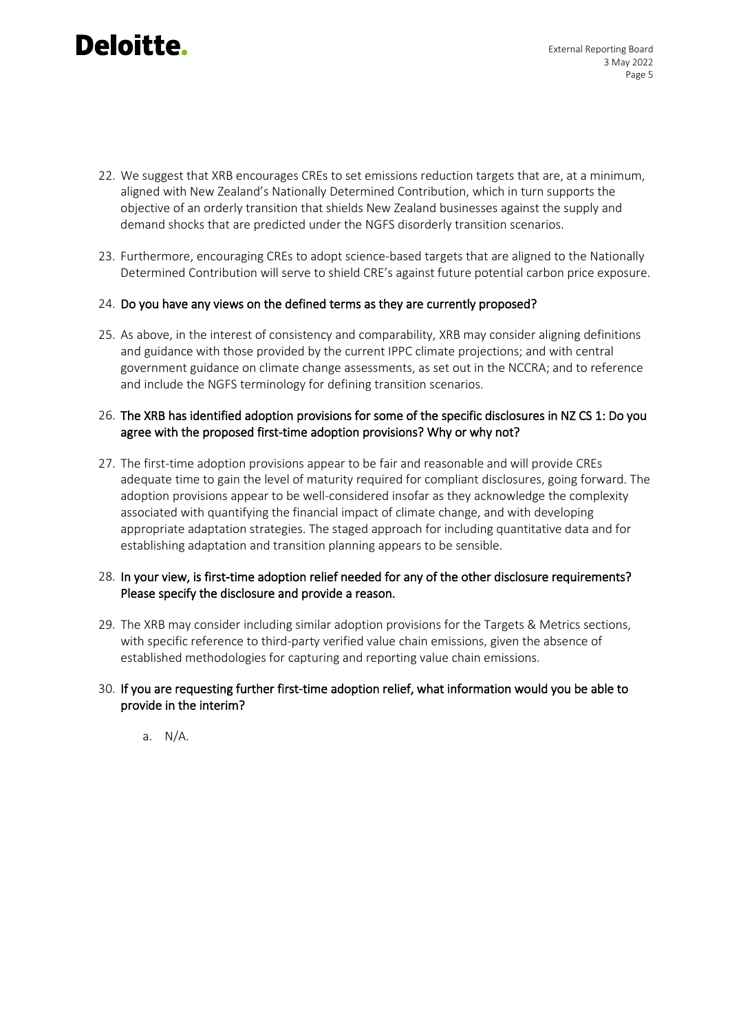22. We suggest that XRB encourages CREs to set emissions reduction targets that are, at a minimum, aligned with New Zealand's Nationally Determined Contribution, which in turn supports the objective of an orderly transition that shields New Zealand businesses against the supply and demand shocks that are predicted under the NGFS disorderly transition scenarios.

23. Furthermore, encouraging CREs to adopt science-based targets that are aligned to the Nationally Determined Contribution will serve to shield CRE's against future potential carbon price exposure.

24. **Do you have any views on the defined terms as they are currently proposed?**

25. As above, in the interest of consistency and comparability, XRB may consider aligning definitions and guidance with those provided by the current IPPC climate projections; and with central government guidance on climate change assessments, as set out in the NCCRA; and to reference and include the NGFS terminology for defining transition scenarios.

26. **The XRB has identified adoption provisions for some of the specific disclosures in NZ CS 1: Do you agree with the proposed first-time adoption provisions? Why or why not?**

27. The first-time adoption provisions appear to be fair and reasonable and will provide CREs adequate time to gain the level of maturity required for compliant disclosures, going forward. The adoption provisions appear to be well-considered insofar as they acknowledge the complexity associated with quantifying the financial impact of climate change, and with developing appropriate adaptation strategies. The staged approach for including quantitative data and for establishing adaptation and transition planning appears to be sensible.

28. **In your view, is first-time adoption relief needed for any of the other disclosure requirements? Please specify the disclosure and provide a reason.**

29. The XRB may consider including similar adoption provisions for the Targets & Metrics sections, with specific reference to third-party verified value chain emissions, given the absence of established methodologies for capturing and reporting value chain emissions.

30. **If you are requesting further first-time adoption relief, what information would you be able to provide in the interim?**

    a. N/A.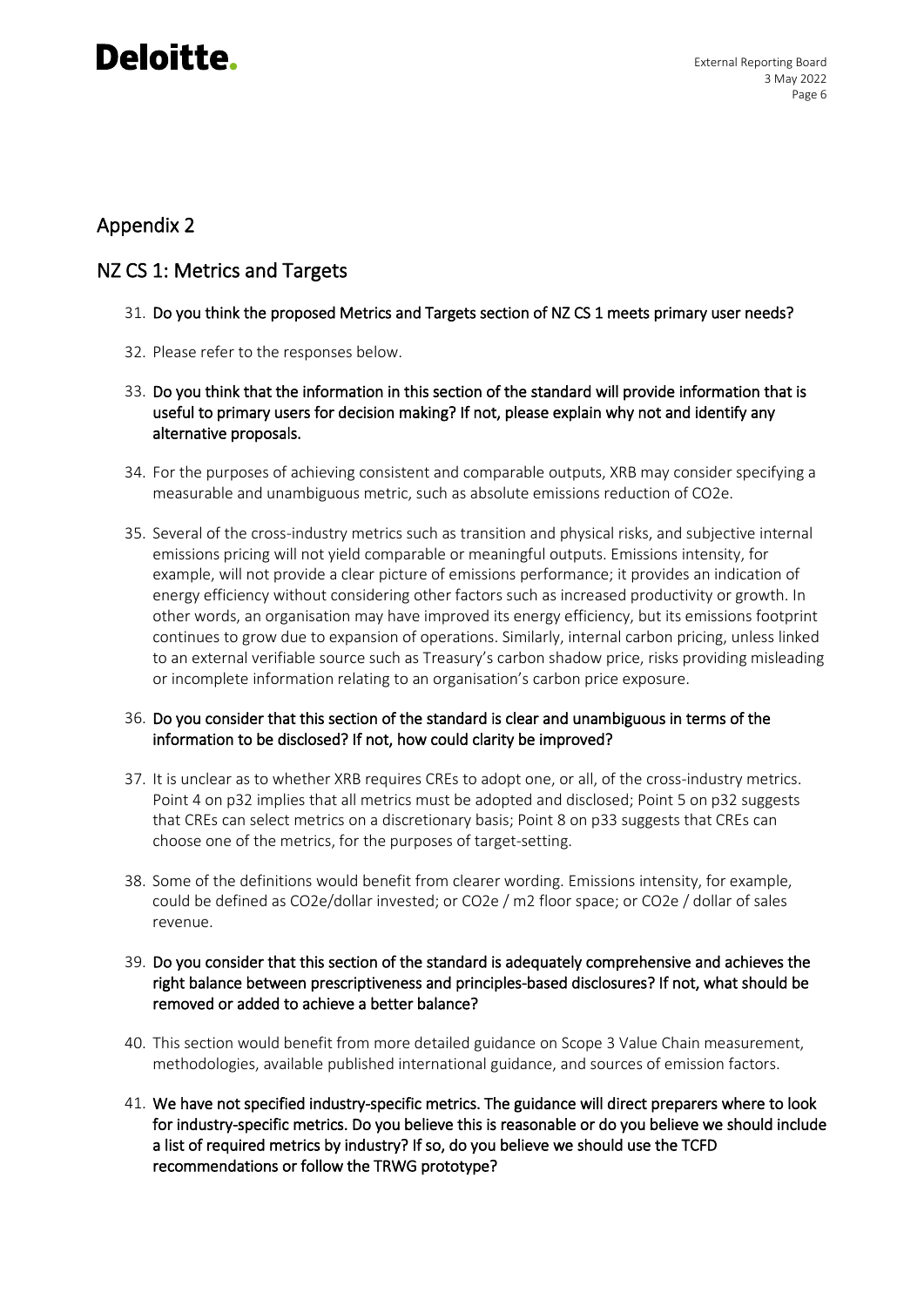## Appendix 2

## NZ CS 1: Metrics and Targets

31. **Do you think the proposed Metrics and Targets section of NZ CS 1 meets primary user needs?**

32. Please refer to the responses below.

33. **Do you think that the information in this section of the standard will provide information that is useful to primary users for decision making? If not, please explain why not and identify any alternative proposals.**

34. For the purposes of achieving consistent and comparable outputs, XRB may consider specifying a measurable and unambiguous metric, such as absolute emissions reduction of $CO_2e$.

35. Several of the cross-industry metrics such as transition and physical risks, and subjective internal emissions pricing will not yield comparable or meaningful outputs. Emissions intensity, for example, will not provide a clear picture of emissions performance; it provides an indication of energy efficiency without considering other factors such as increased productivity or growth. In other words, an organisation may have improved its energy efficiency, but its emissions footprint continues to grow due to expansion of operations. Similarly, internal carbon pricing, unless linked to an external verifiable source such as Treasury's carbon shadow price, risks providing misleading or incomplete information relating to an organisation's carbon price exposure.

36. **Do you consider that this section of the standard is clear and unambiguous in terms of the information to be disclosed? If not, how could clarity be improved?**

37. It is unclear as to whether XRB requires CREs to adopt one, or all, of the cross-industry metrics. Point 4 on p32 implies that all metrics must be adopted and disclosed; Point 5 on p32 suggests that CREs can select metrics on a discretionary basis; Point 8 on p33 suggests that CREs can choose one of the metrics, for the purposes of target-setting.

38. Some of the definitions would benefit from clearer wording. Emissions intensity, for example, could be defined as $CO_2e$/dollar invested; or $CO_2e$ / m2 floor space; or $CO_2e$ / dollar of sales revenue.

39. **Do you consider that this section of the standard is adequately comprehensive and achieves the right balance between prescriptiveness and principles-based disclosures? If not, what should be removed or added to achieve a better balance?**

40. This section would benefit from more detailed guidance on Scope 3 Value Chain measurement, methodologies, available published international guidance, and sources of emission factors.

41. **We have not specified industry-specific metrics. The guidance will direct preparers where to look for industry-specific metrics. Do you believe this is reasonable or do you believe we should include a list of required metrics by industry? If so, do you believe we should use the TCFD recommendations or follow the TRWG prototype?**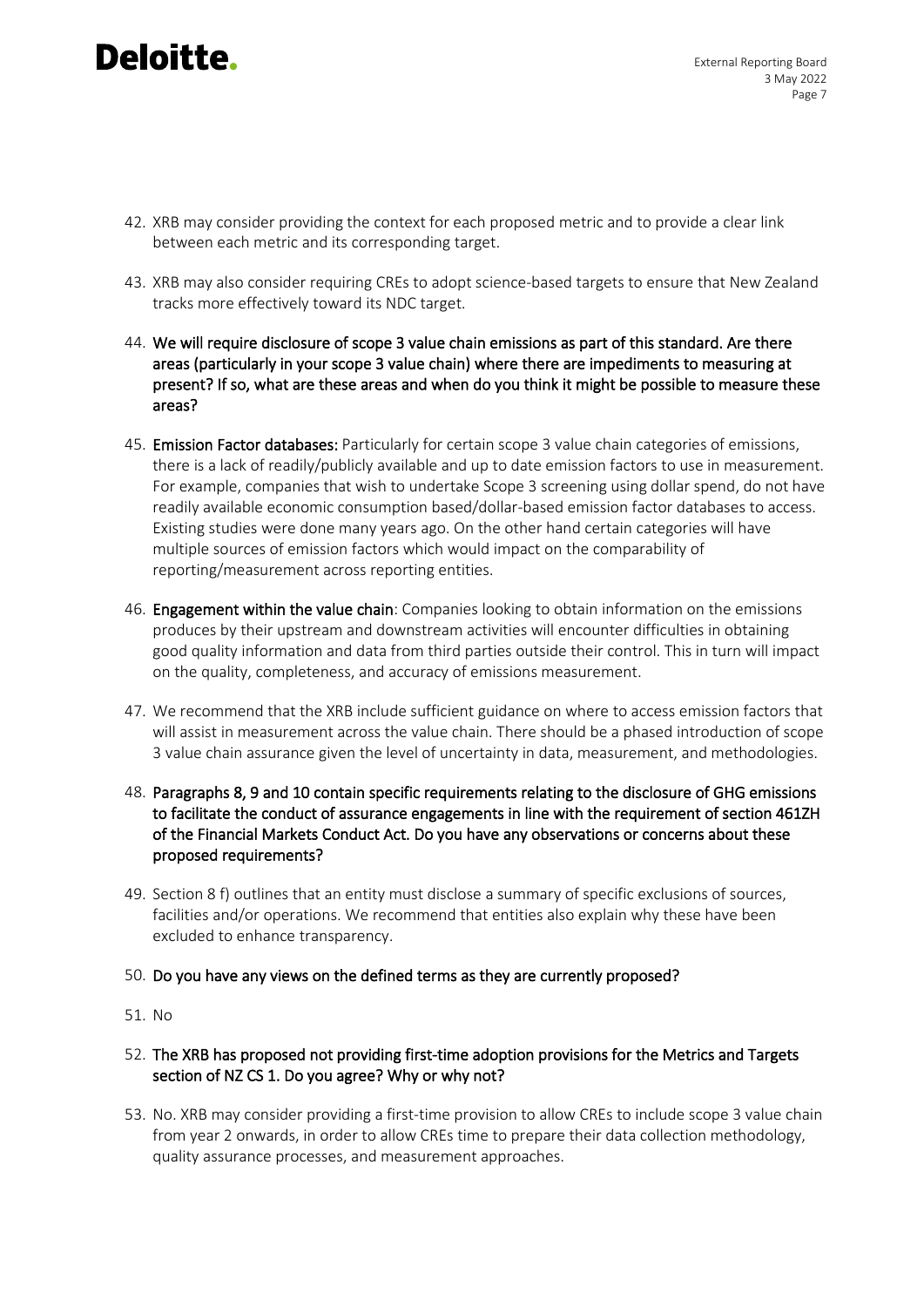42. XRB may consider providing the context for each proposed metric and to provide a clear link between each metric and its corresponding target.

43. XRB may also consider requiring CREs to adopt science-based targets to ensure that New Zealand tracks more effectively toward its NDC target.

44. **We will require disclosure of scope 3 value chain emissions as part of this standard. Are there areas (particularly in your scope 3 value chain) where there are impediments to measuring at present? If so, what are these areas and when do you think it might be possible to measure these areas?**

45. **Emission Factor databases:** Particularly for certain scope 3 value chain categories of emissions, there is a lack of readily/publicly available and up to date emission factors to use in measurement. For example, companies that wish to undertake Scope 3 screening using dollar spend, do not have readily available economic consumption based/dollar-based emission factor databases to access. Existing studies were done many years ago. On the other hand certain categories will have multiple sources of emission factors which would impact on the comparability of reporting/measurement across reporting entities.

46. **Engagement within the value chain**: Companies looking to obtain information on the emissions produces by their upstream and downstream activities will encounter difficulties in obtaining good quality information and data from third parties outside their control. This in turn will impact on the quality, completeness, and accuracy of emissions measurement.

47. We recommend that the XRB include sufficient guidance on where to access emission factors that will assist in measurement across the value chain. There should be a phased introduction of scope 3 value chain assurance given the level of uncertainty in data, measurement, and methodologies.

48. **Paragraphs 8, 9 and 10 contain specific requirements relating to the disclosure of GHG emissions to facilitate the conduct of assurance engagements in line with the requirement of section 461ZH of the Financial Markets Conduct Act. Do you have any observations or concerns about these proposed requirements?**

49. Section 8 f) outlines that an entity must disclose a summary of specific exclusions of sources, facilities and/or operations. We recommend that entities also explain why these have been excluded to enhance transparency.

50. **Do you have any views on the defined terms as they are currently proposed?**

51. No

52. **The XRB has proposed not providing first-time adoption provisions for the Metrics and Targets section of NZ CS 1. Do you agree? Why or why not?**

53. No. XRB may consider providing a first-time provision to allow CREs to include scope 3 value chain from year 2 onwards, in order to allow CREs time to prepare their data collection methodology, quality assurance processes, and measurement approaches.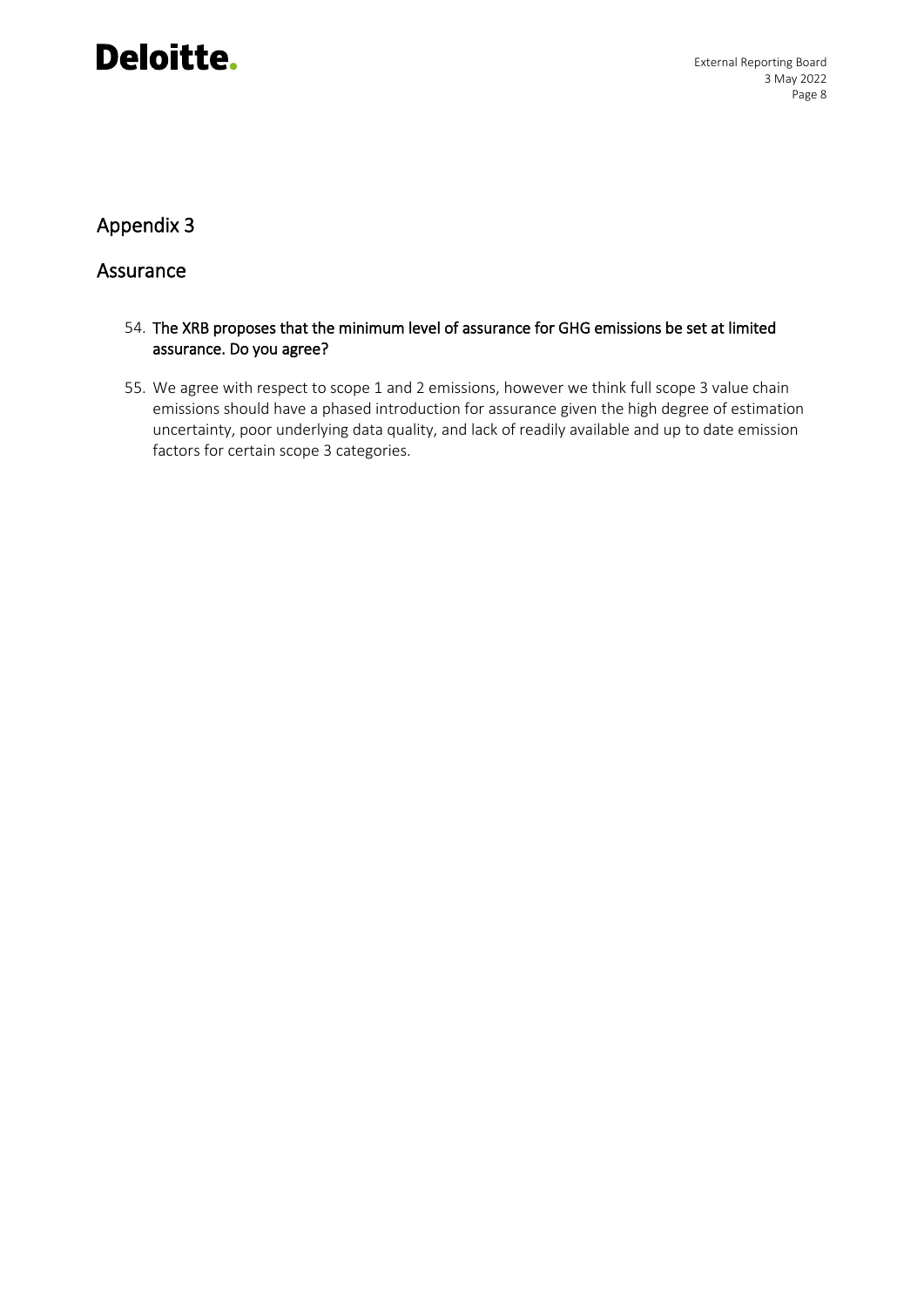## Appendix 3

## Assurance

54. **The XRB proposes that the minimum level of assurance for GHG emissions be set at limited assurance. Do you agree?**

55. We agree with respect to scope 1 and 2 emissions, however we think full scope 3 value chain emissions should have a phased introduction for assurance given the high degree of estimation uncertainty, poor underlying data quality, and lack of readily available and up to date emission factors for certain scope 3 categories.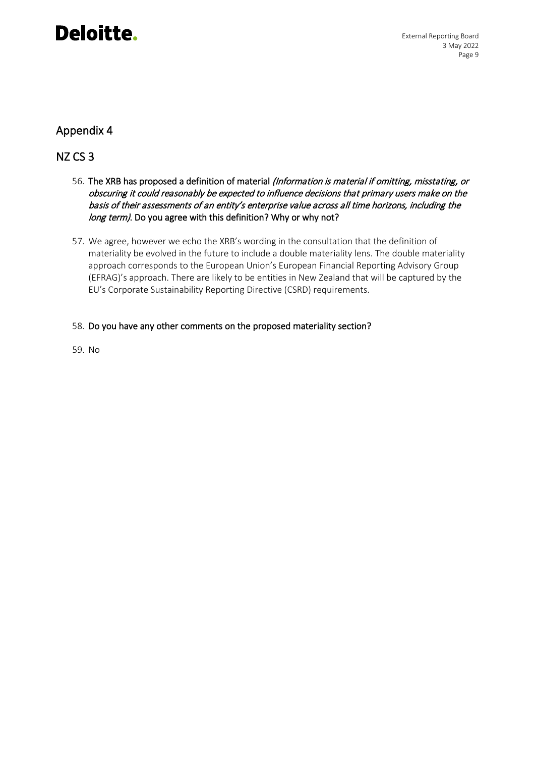## Appendix 4

## NZ CS 3

56. **The XRB has proposed a definition of material** ***(Information is material if omitting, misstating, or obscuring it could reasonably be expected to influence decisions that primary users make on the basis of their assessments of an entity's enterprise value across all time horizons, including the long term)*****. Do you agree with this definition? Why or why not?**

57. We agree, however we echo the XRB's wording in the consultation that the definition of materiality be evolved in the future to include a double materiality lens. The double materiality approach corresponds to the European Union's European Financial Reporting Advisory Group (EFRAG)'s approach. There are likely to be entities in New Zealand that will be captured by the EU's Corporate Sustainability Reporting Directive (CSRD) requirements.

58. **Do you have any other comments on the proposed materiality section?**

59. No